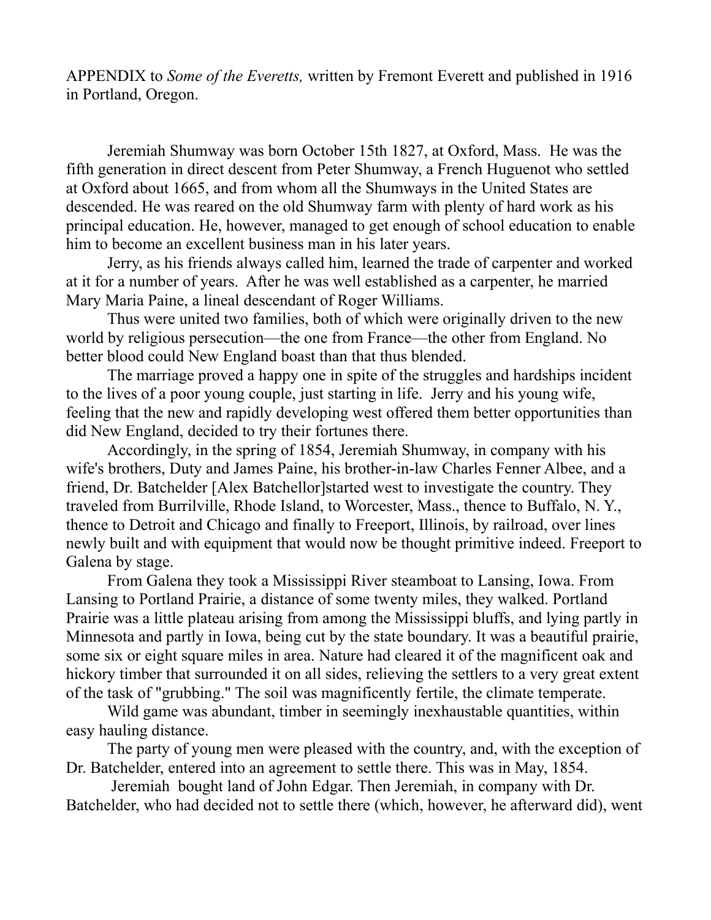APPENDIX to *Some of the Everetts,* written by Fremont Everett and published in 1916 in Portland, Oregon.

Jeremiah Shumway was born October 15th 1827, at Oxford, Mass. He was the fifth generation in direct descent from Peter Shumway, a French Huguenot who settled at Oxford about 1665, and from whom all the Shumways in the United States are descended. He was reared on the old Shumway farm with plenty of hard work as his principal education. He, however, managed to get enough of school education to enable him to become an excellent business man in his later years.

Jerry, as his friends always called him, learned the trade of carpenter and worked at it for a number of years. After he was well established as a carpenter, he married Mary Maria Paine, a lineal descendant of Roger Williams.

Thus were united two families, both of which were originally driven to the new world by religious persecution—the one from France—the other from England. No better blood could New England boast than that thus blended.

The marriage proved a happy one in spite of the struggles and hardships incident to the lives of a poor young couple, just starting in life. Jerry and his young wife, feeling that the new and rapidly developing west offered them better opportunities than did New England, decided to try their fortunes there.

Accordingly, in the spring of 1854, Jeremiah Shumway, in company with his wife's brothers, Duty and James Paine, his brother-in-law Charles Fenner Albee, and a friend, Dr. Batchelder [Alex Batchellor]started west to investigate the country. They traveled from Burrilville, Rhode Island, to Worcester, Mass., thence to Buffalo, N. Y., thence to Detroit and Chicago and finally to Freeport, Illinois, by railroad, over lines newly built and with equipment that would now be thought primitive indeed. Freeport to Galena by stage.

From Galena they took a Mississippi River steamboat to Lansing, Iowa. From Lansing to Portland Prairie, a distance of some twenty miles, they walked. Portland Prairie was a little plateau arising from among the Mississippi bluffs, and lying partly in Minnesota and partly in Iowa, being cut by the state boundary. It was a beautiful prairie, some six or eight square miles in area. Nature had cleared it of the magnificent oak and hickory timber that surrounded it on all sides, relieving the settlers to a very great extent of the task of "grubbing." The soil was magnificently fertile, the climate temperate.

Wild game was abundant, timber in seemingly inexhaustable quantities, within easy hauling distance.

The party of young men were pleased with the country, and, with the exception of Dr. Batchelder, entered into an agreement to settle there. This was in May, 1854.

Jeremiah bought land of John Edgar. Then Jeremiah, in company with Dr. Batchelder, who had decided not to settle there (which, however, he afterward did), went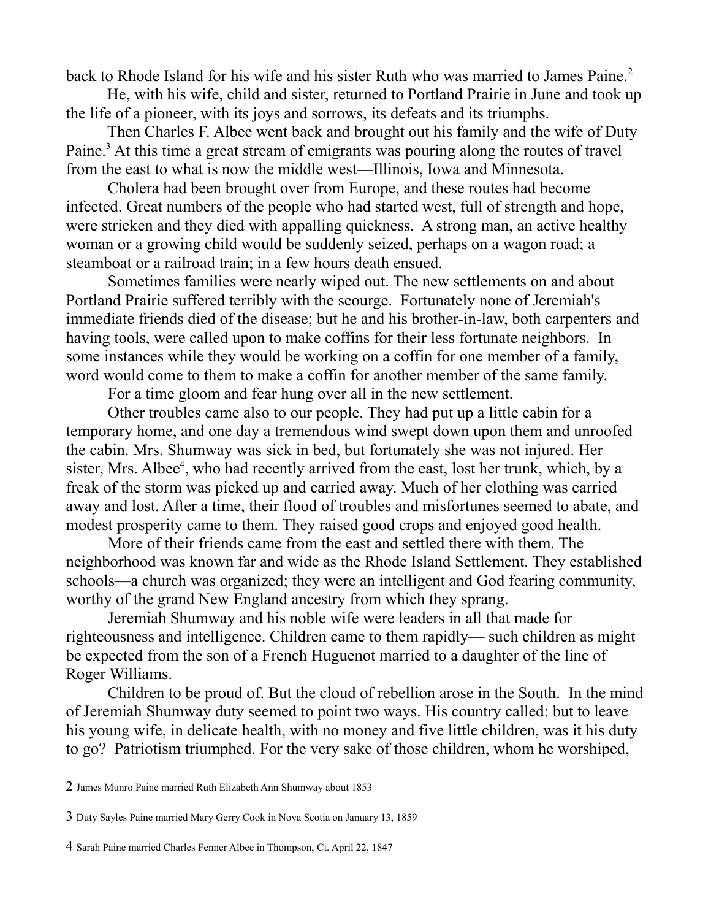back to Rhode Island for his wife and his sister Ruth who was married to James Paine.[2]

He, with his wife, child and sister, returned to Portland Prairie in June and took up the life of a pioneer, with its joys and sorrows, its defeats and its triumphs.

Then Charles F. Albee went back and brought out his family and the wife of Duty Paine.[3] At this time a great stream of emigrants was pouring along the routes of travel from the east to what is now the middle west—Illinois, Iowa and Minnesota.

Cholera had been brought over from Europe, and these routes had become infected. Great numbers of the people who had started west, full of strength and hope, were stricken and they died with appalling quickness. A strong man, an active healthy woman or a growing child would be suddenly seized, perhaps on a wagon road; a steamboat or a railroad train; in a few hours death ensued.

Sometimes families were nearly wiped out. The new settlements on and about Portland Prairie suffered terribly with the scourge. Fortunately none of Jeremiah's immediate friends died of the disease; but he and his brother-in-law, both carpenters and having tools, were called upon to make coffins for their less fortunate neighbors. In some instances while they would be working on a coffin for one member of a family, word would come to them to make a coffin for another member of the same family.

For a time gloom and fear hung over all in the new settlement.

Other troubles came also to our people. They had put up a little cabin for a temporary home, and one day a tremendous wind swept down upon them and unroofed the cabin. Mrs. Shumway was sick in bed, but fortunately she was not injured. Her sister, Mrs. Albee[4], who had recently arrived from the east, lost her trunk, which, by a freak of the storm was picked up and carried away. Much of her clothing was carried away and lost. After a time, their flood of troubles and misfortunes seemed to abate, and modest prosperity came to them. They raised good crops and enjoyed good health.

More of their friends came from the east and settled there with them. The neighborhood was known far and wide as the Rhode Island Settlement. They established schools—a church was organized; they were an intelligent and God fearing community, worthy of the grand New England ancestry from which they sprang.

Jeremiah Shumway and his noble wife were leaders in all that made for righteousness and intelligence. Children came to them rapidly— such children as might be expected from the son of a French Huguenot married to a daughter of the line of Roger Williams.

Children to be proud of. But the cloud of rebellion arose in the South. In the mind of Jeremiah Shumway duty seemed to point two ways. His country called: but to leave his young wife, in delicate health, with no money and five little children, was it his duty to go? Patriotism triumphed. For the very sake of those children, whom he worshiped,

---

[2] James Munro Paine married Ruth Elizabeth Ann Shumway about 1853

[3] Duty Sayles Paine married Mary Gerry Cook in Nova Scotia on January 13, 1859

[4] Sarah Paine married Charles Fenner Albee in Thompson, Ct. April 22, 1847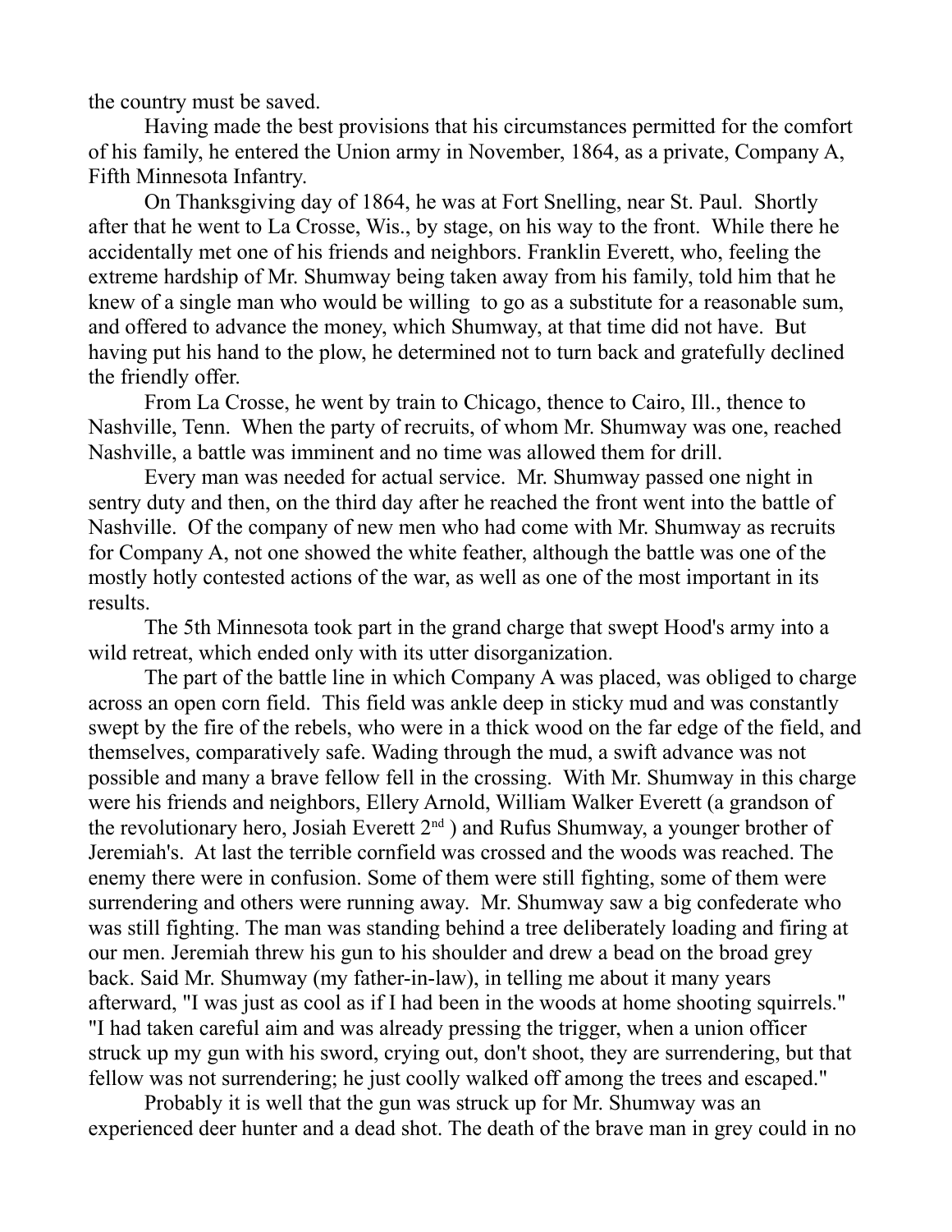the country must be saved.

Having made the best provisions that his circumstances permitted for the comfort of his family, he entered the Union army in November, 1864, as a private, Company A, Fifth Minnesota Infantry.

On Thanksgiving day of 1864, he was at Fort Snelling, near St. Paul. Shortly after that he went to La Crosse, Wis., by stage, on his way to the front. While there he accidentally met one of his friends and neighbors. Franklin Everett, who, feeling the extreme hardship of Mr. Shumway being taken away from his family, told him that he knew of a single man who would be willing to go as a substitute for a reasonable sum, and offered to advance the money, which Shumway, at that time did not have. But having put his hand to the plow, he determined not to turn back and gratefully declined the friendly offer.

From La Crosse, he went by train to Chicago, thence to Cairo, Ill., thence to Nashville, Tenn. When the party of recruits, of whom Mr. Shumway was one, reached Nashville, a battle was imminent and no time was allowed them for drill.

Every man was needed for actual service. Mr. Shumway passed one night in sentry duty and then, on the third day after he reached the front went into the battle of Nashville. Of the company of new men who had come with Mr. Shumway as recruits for Company A, not one showed the white feather, although the battle was one of the mostly hotly contested actions of the war, as well as one of the most important in its results.

The 5th Minnesota took part in the grand charge that swept Hood's army into a wild retreat, which ended only with its utter disorganization.

The part of the battle line in which Company A was placed, was obliged to charge across an open corn field. This field was ankle deep in sticky mud and was constantly swept by the fire of the rebels, who were in a thick wood on the far edge of the field, and themselves, comparatively safe. Wading through the mud, a swift advance was not possible and many a brave fellow fell in the crossing. With Mr. Shumway in this charge were his friends and neighbors, Ellery Arnold, William Walker Everett (a grandson of the revolutionary hero, Josiah Everett 2nd ) and Rufus Shumway, a younger brother of Jeremiah's. At last the terrible cornfield was crossed and the woods was reached. The enemy there were in confusion. Some of them were still fighting, some of them were surrendering and others were running away. Mr. Shumway saw a big confederate who was still fighting. The man was standing behind a tree deliberately loading and firing at our men. Jeremiah threw his gun to his shoulder and drew a bead on the broad grey back. Said Mr. Shumway (my father-in-law), in telling me about it many years afterward, "I was just as cool as if I had been in the woods at home shooting squirrels." "I had taken careful aim and was already pressing the trigger, when a union officer struck up my gun with his sword, crying out, don't shoot, they are surrendering, but that fellow was not surrendering; he just coolly walked off among the trees and escaped."

Probably it is well that the gun was struck up for Mr. Shumway was an experienced deer hunter and a dead shot. The death of the brave man in grey could in no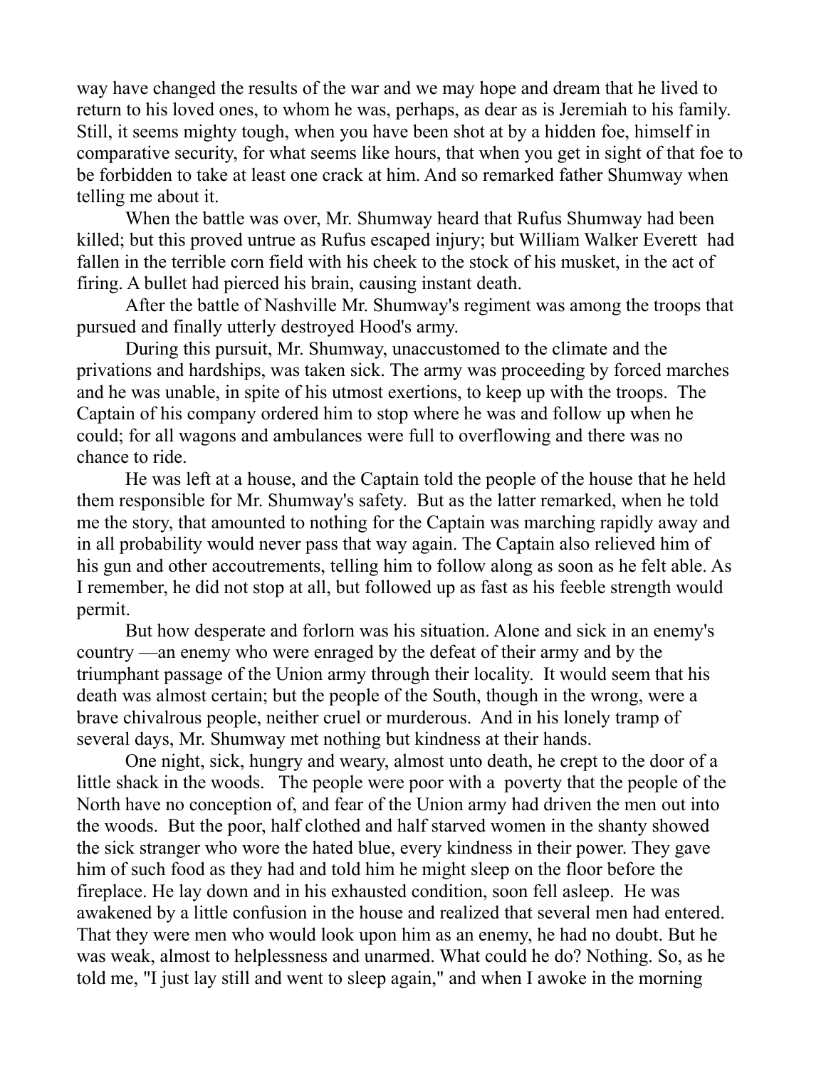way have changed the results of the war and we may hope and dream that he lived to return to his loved ones, to whom he was, perhaps, as dear as is Jeremiah to his family. Still, it seems mighty tough, when you have been shot at by a hidden foe, himself in comparative security, for what seems like hours, that when you get in sight of that foe to be forbidden to take at least one crack at him. And so remarked father Shumway when telling me about it.

When the battle was over, Mr. Shumway heard that Rufus Shumway had been killed; but this proved untrue as Rufus escaped injury; but William Walker Everett had fallen in the terrible corn field with his cheek to the stock of his musket, in the act of firing. A bullet had pierced his brain, causing instant death.

After the battle of Nashville Mr. Shumway's regiment was among the troops that pursued and finally utterly destroyed Hood's army.

During this pursuit, Mr. Shumway, unaccustomed to the climate and the privations and hardships, was taken sick. The army was proceeding by forced marches and he was unable, in spite of his utmost exertions, to keep up with the troops. The Captain of his company ordered him to stop where he was and follow up when he could; for all wagons and ambulances were full to overflowing and there was no chance to ride.

He was left at a house, and the Captain told the people of the house that he held them responsible for Mr. Shumway's safety. But as the latter remarked, when he told me the story, that amounted to nothing for the Captain was marching rapidly away and in all probability would never pass that way again. The Captain also relieved him of his gun and other accoutrements, telling him to follow along as soon as he felt able. As I remember, he did not stop at all, but followed up as fast as his feeble strength would permit.

But how desperate and forlorn was his situation. Alone and sick in an enemy's country —an enemy who were enraged by the defeat of their army and by the triumphant passage of the Union army through their locality. It would seem that his death was almost certain; but the people of the South, though in the wrong, were a brave chivalrous people, neither cruel or murderous. And in his lonely tramp of several days, Mr. Shumway met nothing but kindness at their hands.

One night, sick, hungry and weary, almost unto death, he crept to the door of a little shack in the woods. The people were poor with a poverty that the people of the North have no conception of, and fear of the Union army had driven the men out into the woods. But the poor, half clothed and half starved women in the shanty showed the sick stranger who wore the hated blue, every kindness in their power. They gave him of such food as they had and told him he might sleep on the floor before the fireplace. He lay down and in his exhausted condition, soon fell asleep. He was awakened by a little confusion in the house and realized that several men had entered. That they were men who would look upon him as an enemy, he had no doubt. But he was weak, almost to helplessness and unarmed. What could he do? Nothing. So, as he told me, "I just lay still and went to sleep again," and when I awoke in the morning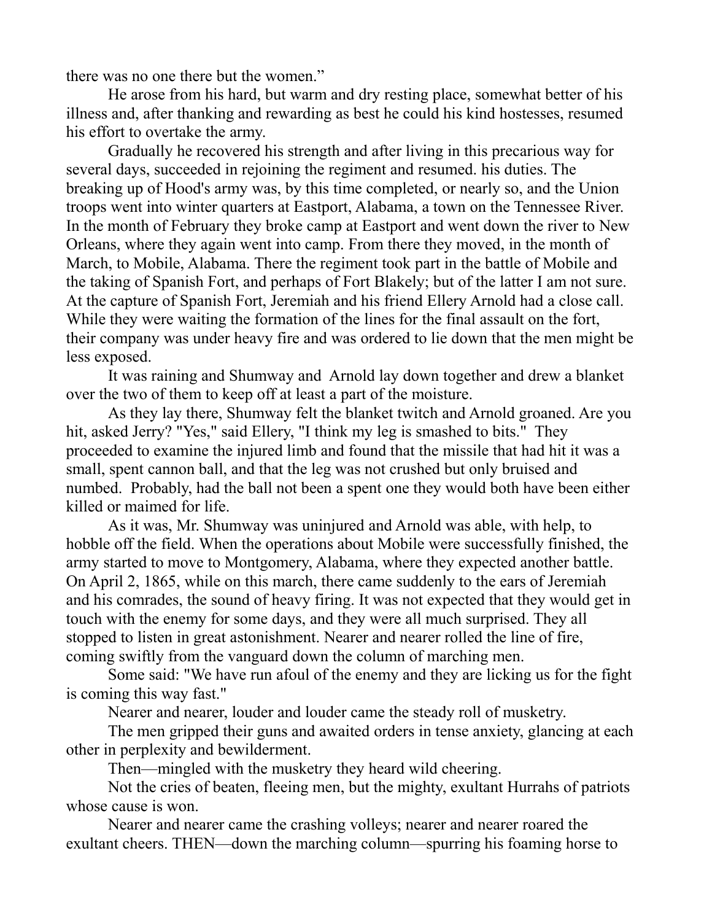there was no one there but the women."

He arose from his hard, but warm and dry resting place, somewhat better of his illness and, after thanking and rewarding as best he could his kind hostesses, resumed his effort to overtake the army.

Gradually he recovered his strength and after living in this precarious way for several days, succeeded in rejoining the regiment and resumed. his duties. The breaking up of Hood's army was, by this time completed, or nearly so, and the Union troops went into winter quarters at Eastport, Alabama, a town on the Tennessee River. In the month of February they broke camp at Eastport and went down the river to New Orleans, where they again went into camp. From there they moved, in the month of March, to Mobile, Alabama. There the regiment took part in the battle of Mobile and the taking of Spanish Fort, and perhaps of Fort Blakely; but of the latter I am not sure. At the capture of Spanish Fort, Jeremiah and his friend Ellery Arnold had a close call. While they were waiting the formation of the lines for the final assault on the fort, their company was under heavy fire and was ordered to lie down that the men might be less exposed.

It was raining and Shumway and Arnold lay down together and drew a blanket over the two of them to keep off at least a part of the moisture.

As they lay there, Shumway felt the blanket twitch and Arnold groaned. Are you hit, asked Jerry? "Yes," said Ellery, "I think my leg is smashed to bits." They proceeded to examine the injured limb and found that the missile that had hit it was a small, spent cannon ball, and that the leg was not crushed but only bruised and numbed. Probably, had the ball not been a spent one they would both have been either killed or maimed for life.

As it was, Mr. Shumway was uninjured and Arnold was able, with help, to hobble off the field. When the operations about Mobile were successfully finished, the army started to move to Montgomery, Alabama, where they expected another battle. On April 2, 1865, while on this march, there came suddenly to the ears of Jeremiah and his comrades, the sound of heavy firing. It was not expected that they would get in touch with the enemy for some days, and they were all much surprised. They all stopped to listen in great astonishment. Nearer and nearer rolled the line of fire, coming swiftly from the vanguard down the column of marching men.

Some said: "We have run afoul of the enemy and they are licking us for the fight is coming this way fast."

Nearer and nearer, louder and louder came the steady roll of musketry.

The men gripped their guns and awaited orders in tense anxiety, glancing at each other in perplexity and bewilderment.

Then—mingled with the musketry they heard wild cheering.

Not the cries of beaten, fleeing men, but the mighty, exultant Hurrahs of patriots whose cause is won.

Nearer and nearer came the crashing volleys; nearer and nearer roared the exultant cheers. THEN—down the marching column—spurring his foaming horse to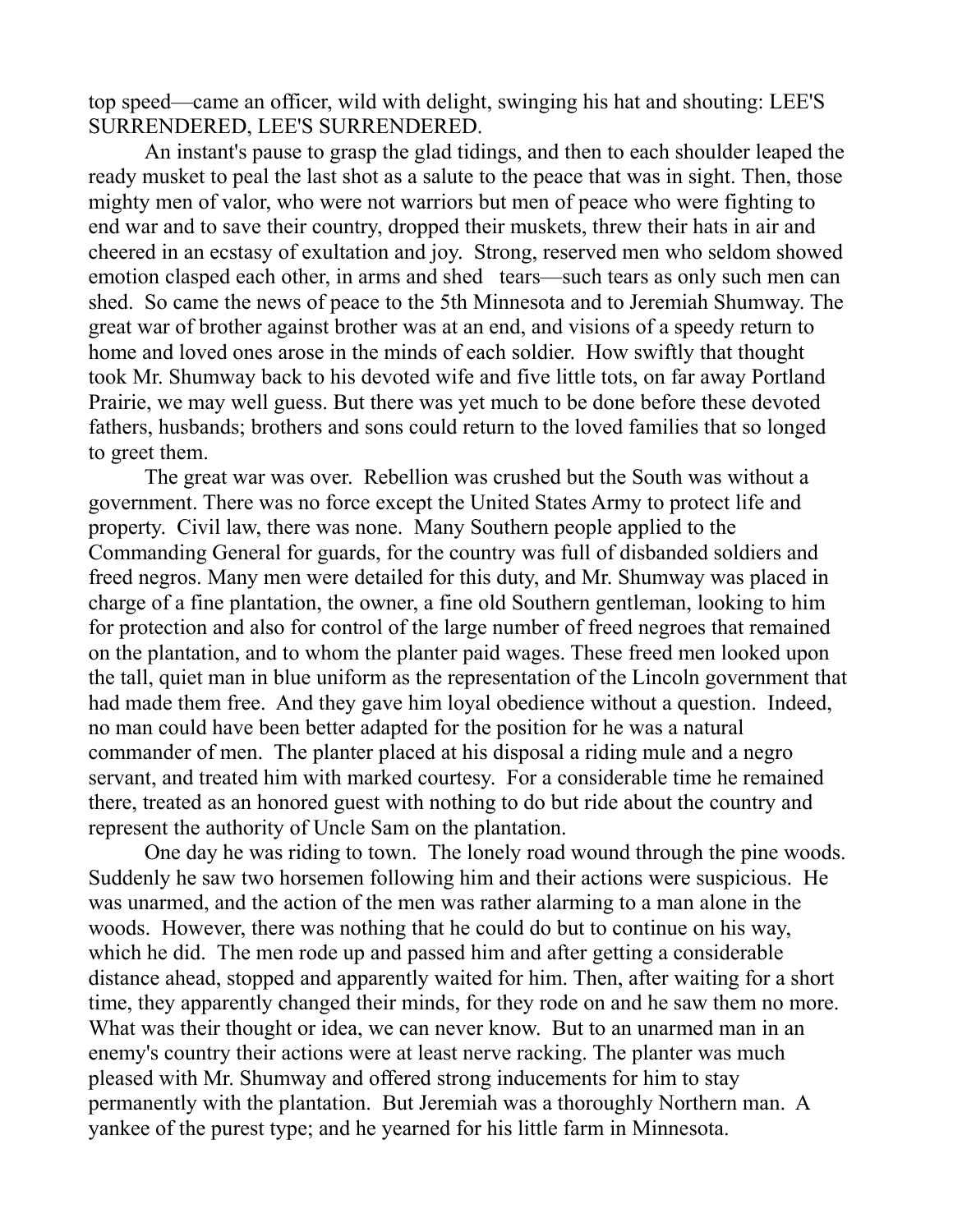top speed—came an officer, wild with delight, swinging his hat and shouting: LEE'S SURRENDERED, LEE'S SURRENDERED.

An instant's pause to grasp the glad tidings, and then to each shoulder leaped the ready musket to peal the last shot as a salute to the peace that was in sight. Then, those mighty men of valor, who were not warriors but men of peace who were fighting to end war and to save their country, dropped their muskets, threw their hats in air and cheered in an ecstasy of exultation and joy. Strong, reserved men who seldom showed emotion clasped each other, in arms and shed tears—such tears as only such men can shed. So came the news of peace to the 5th Minnesota and to Jeremiah Shumway. The great war of brother against brother was at an end, and visions of a speedy return to home and loved ones arose in the minds of each soldier. How swiftly that thought took Mr. Shumway back to his devoted wife and five little tots, on far away Portland Prairie, we may well guess. But there was yet much to be done before these devoted fathers, husbands; brothers and sons could return to the loved families that so longed to greet them.

The great war was over. Rebellion was crushed but the South was without a government. There was no force except the United States Army to protect life and property. Civil law, there was none. Many Southern people applied to the Commanding General for guards, for the country was full of disbanded soldiers and freed negros. Many men were detailed for this duty, and Mr. Shumway was placed in charge of a fine plantation, the owner, a fine old Southern gentleman, looking to him for protection and also for control of the large number of freed negroes that remained on the plantation, and to whom the planter paid wages. These freed men looked upon the tall, quiet man in blue uniform as the representation of the Lincoln government that had made them free. And they gave him loyal obedience without a question. Indeed, no man could have been better adapted for the position for he was a natural commander of men. The planter placed at his disposal a riding mule and a negro servant, and treated him with marked courtesy. For a considerable time he remained there, treated as an honored guest with nothing to do but ride about the country and represent the authority of Uncle Sam on the plantation.

One day he was riding to town. The lonely road wound through the pine woods. Suddenly he saw two horsemen following him and their actions were suspicious. He was unarmed, and the action of the men was rather alarming to a man alone in the woods. However, there was nothing that he could do but to continue on his way, which he did. The men rode up and passed him and after getting a considerable distance ahead, stopped and apparently waited for him. Then, after waiting for a short time, they apparently changed their minds, for they rode on and he saw them no more. What was their thought or idea, we can never know. But to an unarmed man in an enemy's country their actions were at least nerve racking. The planter was much pleased with Mr. Shumway and offered strong inducements for him to stay permanently with the plantation. But Jeremiah was a thoroughly Northern man. A yankee of the purest type; and he yearned for his little farm in Minnesota.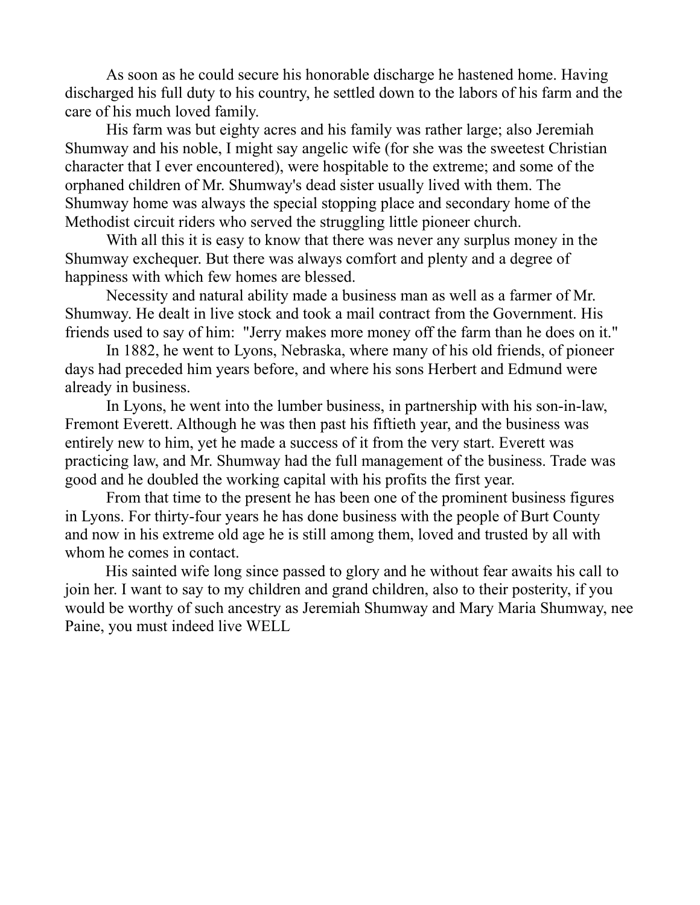As soon as he could secure his honorable discharge he hastened home. Having discharged his full duty to his country, he settled down to the labors of his farm and the care of his much loved family.

His farm was but eighty acres and his family was rather large; also Jeremiah Shumway and his noble, I might say angelic wife (for she was the sweetest Christian character that I ever encountered), were hospitable to the extreme; and some of the orphaned children of Mr. Shumway's dead sister usually lived with them. The Shumway home was always the special stopping place and secondary home of the Methodist circuit riders who served the struggling little pioneer church.

With all this it is easy to know that there was never any surplus money in the Shumway exchequer. But there was always comfort and plenty and a degree of happiness with which few homes are blessed.

Necessity and natural ability made a business man as well as a farmer of Mr. Shumway. He dealt in live stock and took a mail contract from the Government. His friends used to say of him: "Jerry makes more money off the farm than he does on it."

In 1882, he went to Lyons, Nebraska, where many of his old friends, of pioneer days had preceded him years before, and where his sons Herbert and Edmund were already in business.

In Lyons, he went into the lumber business, in partnership with his son-in-law, Fremont Everett. Although he was then past his fiftieth year, and the business was entirely new to him, yet he made a success of it from the very start. Everett was practicing law, and Mr. Shumway had the full management of the business. Trade was good and he doubled the working capital with his profits the first year.

From that time to the present he has been one of the prominent business figures in Lyons. For thirty-four years he has done business with the people of Burt County and now in his extreme old age he is still among them, loved and trusted by all with whom he comes in contact.

His sainted wife long since passed to glory and he without fear awaits his call to join her. I want to say to my children and grand children, also to their posterity, if you would be worthy of such ancestry as Jeremiah Shumway and Mary Maria Shumway, nee Paine, you must indeed live WELL